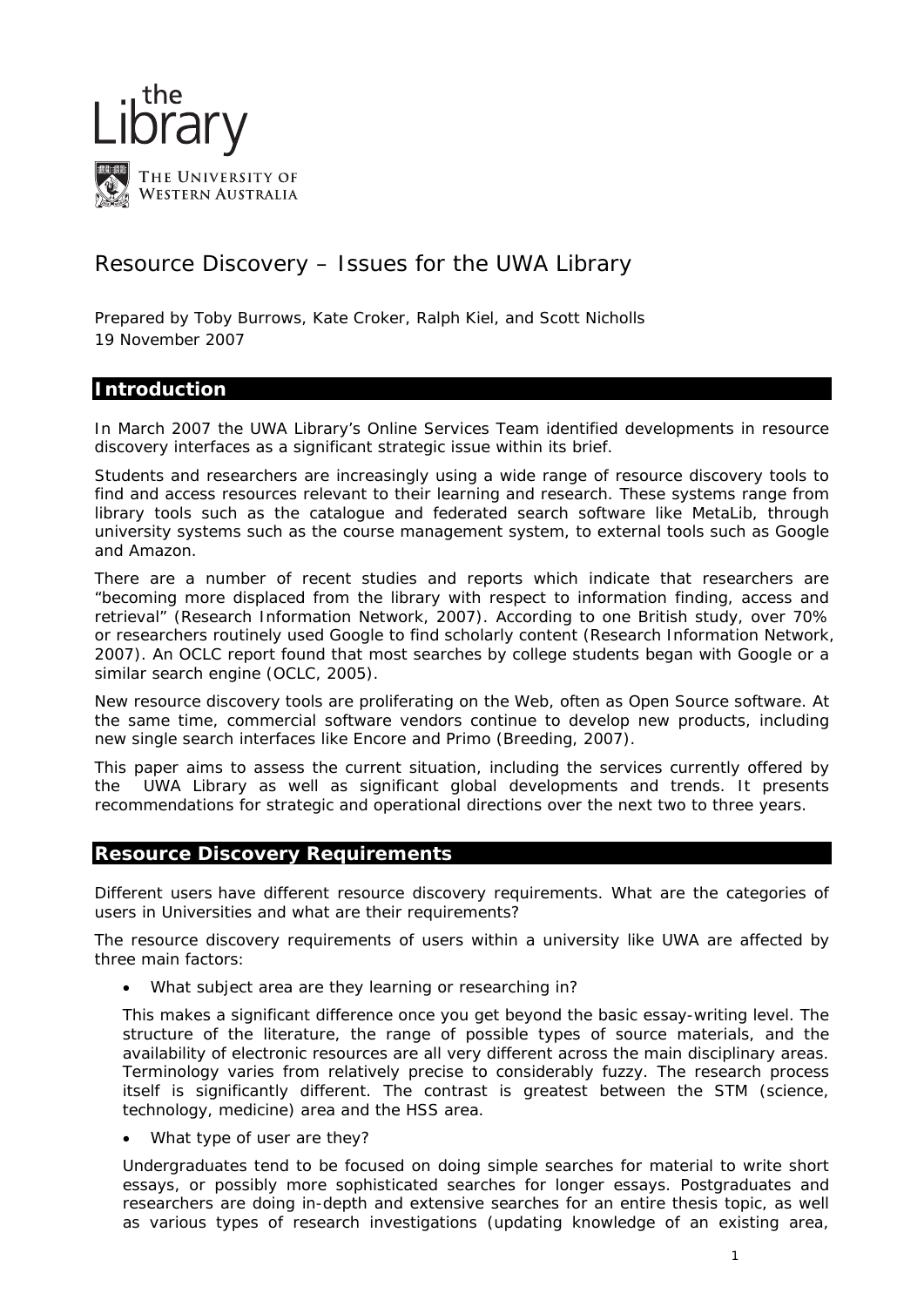the Library

THE UNIVERSITY OF WESTERN AUSTRALIA

# Resource Discovery – Issues for the UWA Library

Prepared by Toby Burrows, Kate Croker, Ralph Kiel, and Scott Nicholls
19 November 2007

## Introduction

In March 2007 the UWA Library's Online Services Team identified developments in resource discovery interfaces as a significant strategic issue within its brief.

Students and researchers are increasingly using a wide range of resource discovery tools to find and access resources relevant to their learning and research. These systems range from library tools such as the catalogue and federated search software like MetaLib, through university systems such as the course management system, to external tools such as Google and Amazon.

There are a number of recent studies and reports which indicate that researchers are "becoming more displaced from the library with respect to information finding, access and retrieval" (Research Information Network, 2007). According to one British study, over 70% or researchers routinely used Google to find scholarly content (Research Information Network, 2007). An OCLC report found that most searches by college students began with Google or a similar search engine (OCLC, 2005).

New resource discovery tools are proliferating on the Web, often as Open Source software. At the same time, commercial software vendors continue to develop new products, including new single search interfaces like Encore and Primo (Breeding, 2007).

This paper aims to assess the current situation, including the services currently offered by the UWA Library as well as significant global developments and trends. It presents recommendations for strategic and operational directions over the next two to three years.

## Resource Discovery Requirements

Different users have different resource discovery requirements. What are the categories of users in Universities and what are their requirements?

The resource discovery requirements of users within a university like UWA are affected by three main factors:

- What subject area are they learning or researching in?

  This makes a significant difference once you get beyond the basic essay-writing level. The structure of the literature, the range of possible types of source materials, and the availability of electronic resources are all very different across the main disciplinary areas. Terminology varies from relatively precise to considerably fuzzy. The research process itself is significantly different. The contrast is greatest between the STM (science, technology, medicine) area and the HSS area.

- What type of user are they?

  Undergraduates tend to be focused on doing simple searches for material to write short essays, or possibly more sophisticated searches for longer essays. Postgraduates and researchers are doing in-depth and extensive searches for an entire thesis topic, as well as various types of research investigations (updating knowledge of an existing area,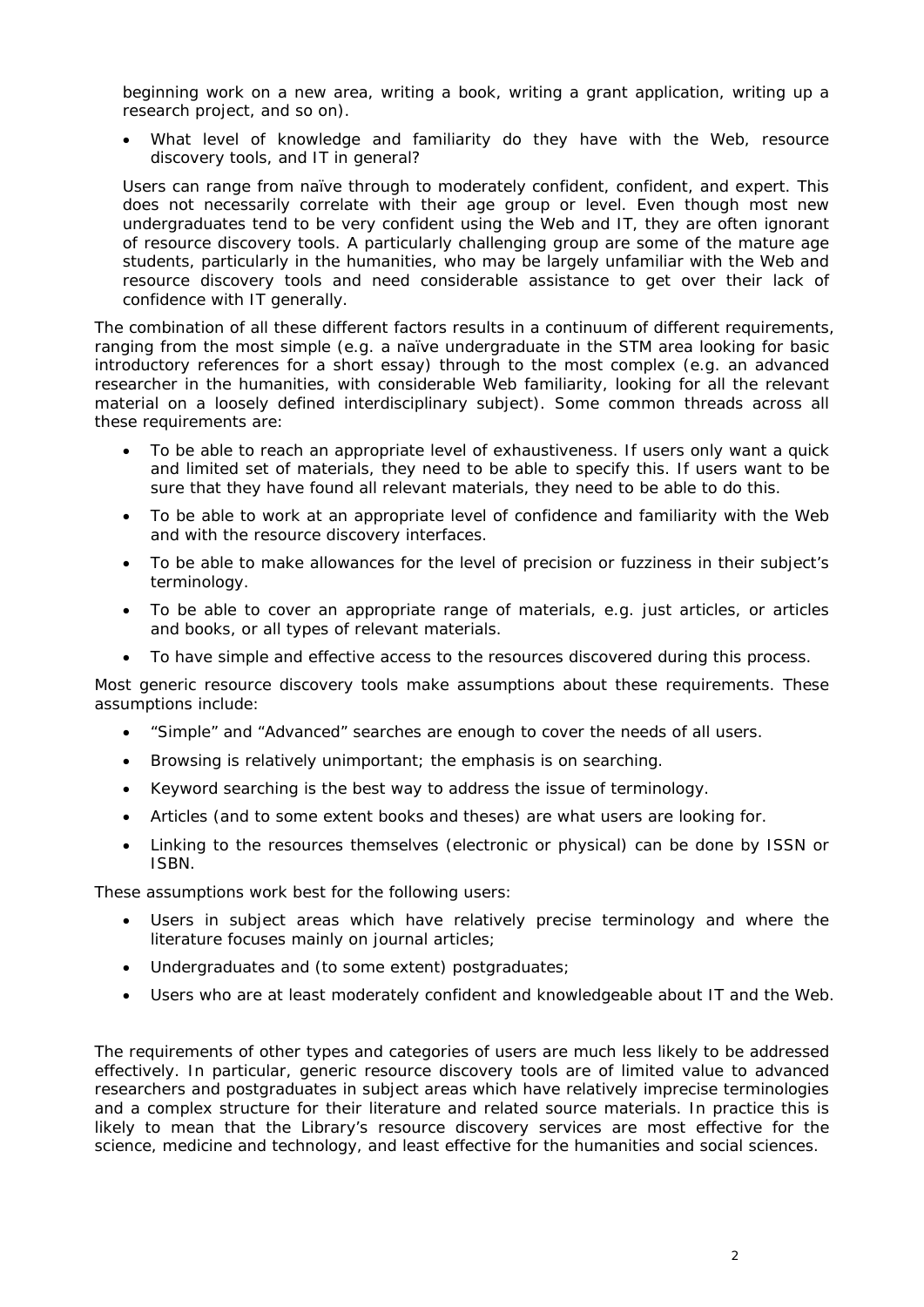beginning work on a new area, writing a book, writing a grant application, writing up a research project, and so on).

- What level of knowledge and familiarity do they have with the Web, resource discovery tools, and IT in general?

Users can range from naïve through to moderately confident, confident, and expert. This does not necessarily correlate with their age group or level. Even though most new undergraduates tend to be very confident using the Web and IT, they are often ignorant of resource discovery tools. A particularly challenging group are some of the mature age students, particularly in the humanities, who may be largely unfamiliar with the Web and resource discovery tools and need considerable assistance to get over their lack of confidence with IT generally.

The combination of all these different factors results in a continuum of different requirements, ranging from the most simple (e.g. a naïve undergraduate in the STM area looking for basic introductory references for a short essay) through to the most complex (e.g. an advanced researcher in the humanities, with considerable Web familiarity, looking for all the relevant material on a loosely defined interdisciplinary subject). Some common threads across all these requirements are:

- To be able to reach an appropriate level of exhaustiveness. If users only want a quick and limited set of materials, they need to be able to specify this. If users want to be sure that they have found all relevant materials, they need to be able to do this.
- To be able to work at an appropriate level of confidence and familiarity with the Web and with the resource discovery interfaces.
- To be able to make allowances for the level of precision or fuzziness in their subject's terminology.
- To be able to cover an appropriate range of materials, e.g. just articles, or articles and books, or all types of relevant materials.
- To have simple and effective access to the resources discovered during this process.

Most generic resource discovery tools make assumptions about these requirements. These assumptions include:

- "Simple" and "Advanced" searches are enough to cover the needs of all users.
- Browsing is relatively unimportant; the emphasis is on searching.
- Keyword searching is the best way to address the issue of terminology.
- Articles (and to some extent books and theses) are what users are looking for.
- Linking to the resources themselves (electronic or physical) can be done by ISSN or ISBN.

These assumptions work best for the following users:

- Users in subject areas which have relatively precise terminology and where the literature focuses mainly on journal articles;
- Undergraduates and (to some extent) postgraduates;
- Users who are at least moderately confident and knowledgeable about IT and the Web.

The requirements of other types and categories of users are much less likely to be addressed effectively. In particular, generic resource discovery tools are of limited value to advanced researchers and postgraduates in subject areas which have relatively imprecise terminologies and a complex structure for their literature and related source materials. In practice this is likely to mean that the Library's resource discovery services are most effective for the science, medicine and technology, and least effective for the humanities and social sciences.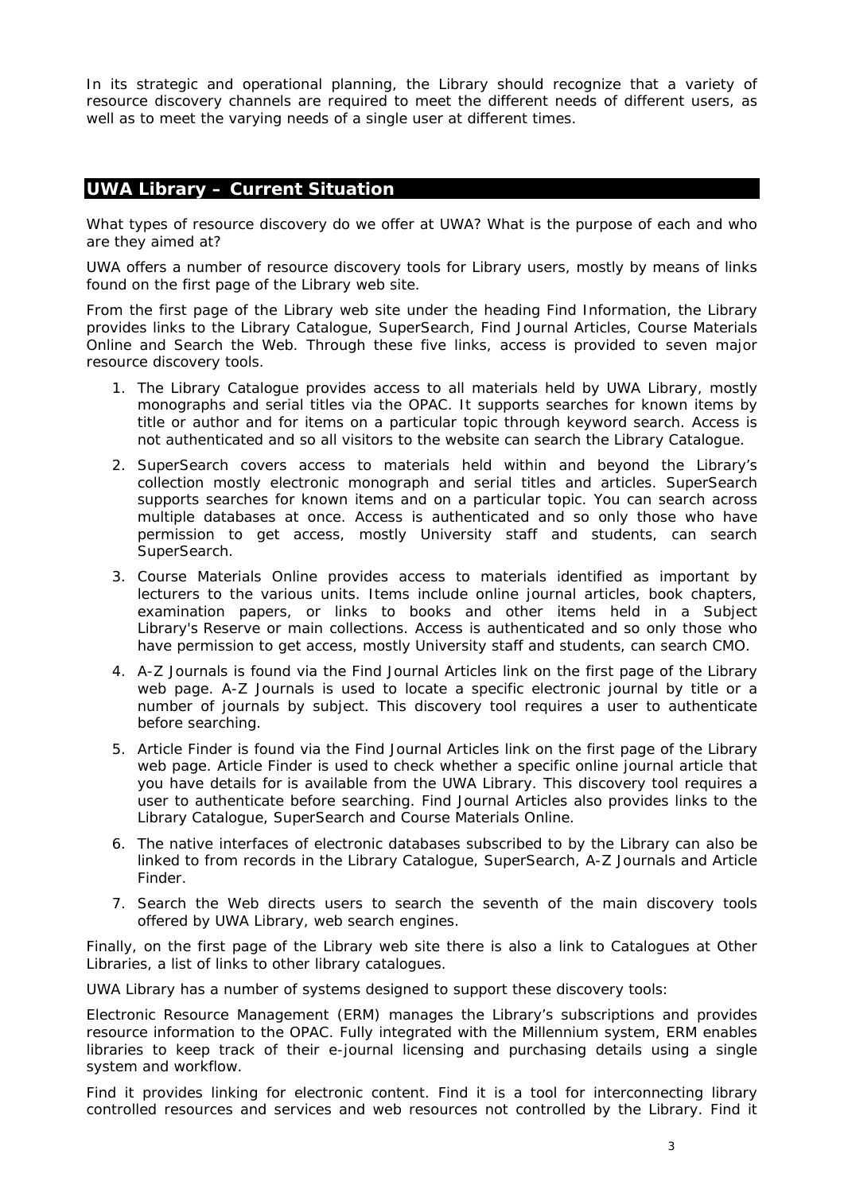In its strategic and operational planning, the Library should recognize that a variety of resource discovery channels are required to meet the different needs of different users, as well as to meet the varying needs of a single user at different times.

## UWA Library – Current Situation

What types of resource discovery do we offer at UWA? What is the purpose of each and who are they aimed at?

UWA offers a number of resource discovery tools for Library users, mostly by means of links found on the first page of the Library web site.

From the first page of the Library web site under the heading Find Information, the Library provides links to the Library Catalogue, SuperSearch, Find Journal Articles, Course Materials Online and Search the Web. Through these five links, access is provided to seven major resource discovery tools.

1. The Library Catalogue provides access to all materials held by UWA Library, mostly monographs and serial titles via the OPAC. It supports searches for known items by title or author and for items on a particular topic through keyword search. Access is not authenticated and so all visitors to the website can search the Library Catalogue.
2. SuperSearch covers access to materials held within and beyond the Library's collection mostly electronic monograph and serial titles and articles. SuperSearch supports searches for known items and on a particular topic. You can search across multiple databases at once. Access is authenticated and so only those who have permission to get access, mostly University staff and students, can search SuperSearch.
3. Course Materials Online provides access to materials identified as important by lecturers to the various units. Items include online journal articles, book chapters, examination papers, or links to books and other items held in a Subject Library's Reserve or main collections. Access is authenticated and so only those who have permission to get access, mostly University staff and students, can search CMO.
4. A-Z Journals is found via the Find Journal Articles link on the first page of the Library web page. A-Z Journals is used to locate a specific electronic journal by title or a number of journals by subject. This discovery tool requires a user to authenticate before searching.
5. Article Finder is found via the Find Journal Articles link on the first page of the Library web page. Article Finder is used to check whether a specific online journal article that you have details for is available from the UWA Library. This discovery tool requires a user to authenticate before searching. Find Journal Articles also provides links to the Library Catalogue, SuperSearch and Course Materials Online.
6. The native interfaces of electronic databases subscribed to by the Library can also be linked to from records in the Library Catalogue, SuperSearch, A-Z Journals and Article Finder.
7. Search the Web directs users to search the seventh of the main discovery tools offered by UWA Library, web search engines.

Finally, on the first page of the Library web site there is also a link to Catalogues at Other Libraries, a list of links to other library catalogues.

UWA Library has a number of systems designed to support these discovery tools:

Electronic Resource Management (ERM) manages the Library's subscriptions and provides resource information to the OPAC. Fully integrated with the Millennium system, ERM enables libraries to keep track of their e-journal licensing and purchasing details using a single system and workflow.

Find it provides linking for electronic content. Find it is a tool for interconnecting library controlled resources and services and web resources not controlled by the Library. Find it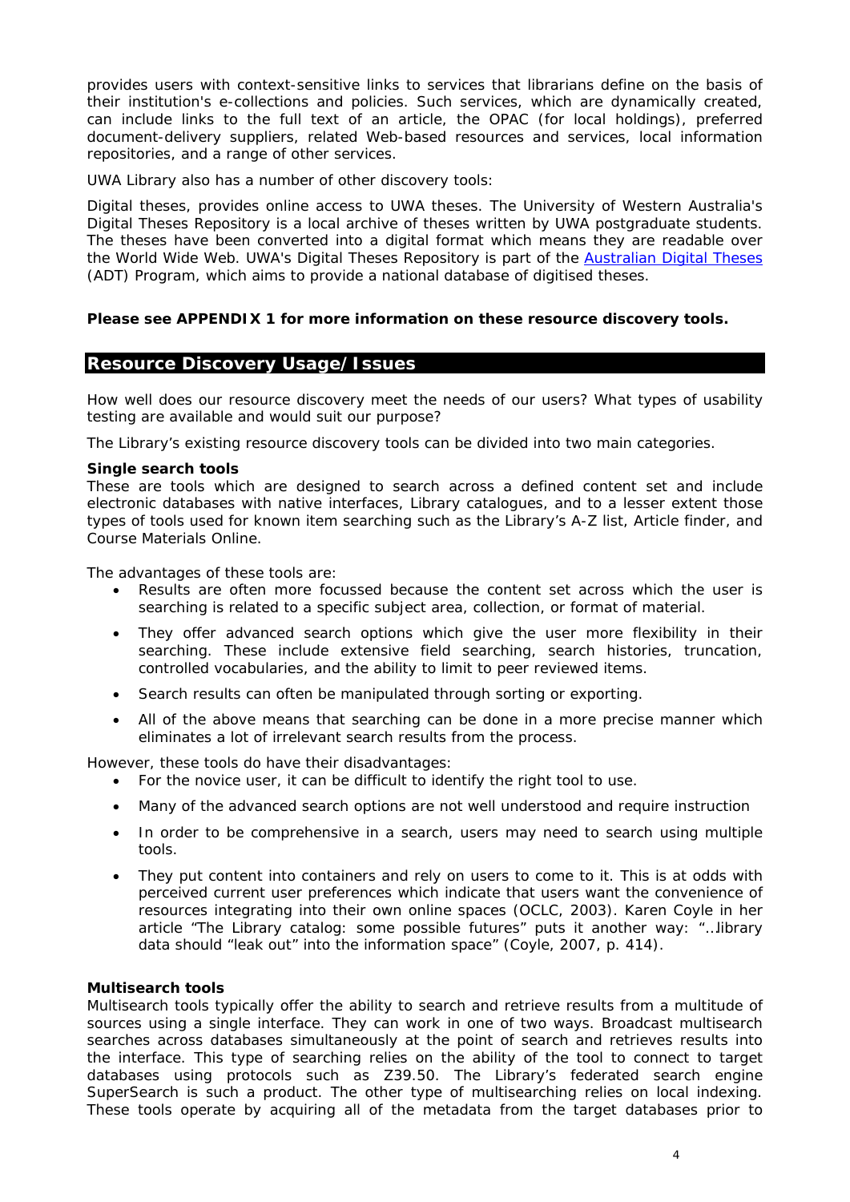provides users with context-sensitive links to services that librarians define on the basis of their institution's e-collections and policies. Such services, which are dynamically created, can include links to the full text of an article, the OPAC (for local holdings), preferred document-delivery suppliers, related Web-based resources and services, local information repositories, and a range of other services.

UWA Library also has a number of other discovery tools:

Digital theses, provides online access to UWA theses. The University of Western Australia's Digital Theses Repository is a local archive of theses written by UWA postgraduate students. The theses have been converted into a digital format which means they are readable over the World Wide Web. UWA's Digital Theses Repository is part of the Australian Digital Theses (ADT) Program, which aims to provide a national database of digitised theses.

**Please see APPENDIX 1 for more information on these resource discovery tools.**

## Resource Discovery Usage/Issues

How well does our resource discovery meet the needs of our users? What types of usability testing are available and would suit our purpose?

The Library's existing resource discovery tools can be divided into two main categories.

**Single search tools**
These are tools which are designed to search across a defined content set and include electronic databases with native interfaces, Library catalogues, and to a lesser extent those types of tools used for known item searching such as the Library's A-Z list, Article finder, and Course Materials Online.

The advantages of these tools are:

- Results are often more focussed because the content set across which the user is searching is related to a specific subject area, collection, or format of material.
- They offer advanced search options which give the user more flexibility in their searching. These include extensive field searching, search histories, truncation, controlled vocabularies, and the ability to limit to peer reviewed items.
- Search results can often be manipulated through sorting or exporting.
- All of the above means that searching can be done in a more precise manner which eliminates a lot of irrelevant search results from the process.

However, these tools do have their disadvantages:

- For the novice user, it can be difficult to identify the right tool to use.
- Many of the advanced search options are not well understood and require instruction
- In order to be comprehensive in a search, users may need to search using multiple tools.
- They put content into containers and rely on users to come to it. This is at odds with perceived current user preferences which indicate that users want the convenience of resources integrating into their own online spaces (OCLC, 2003). Karen Coyle in her article "The Library catalog: some possible futures" puts it another way: "…library data should "leak out" into the information space" (Coyle, 2007, p. 414).

**Multisearch tools**
Multisearch tools typically offer the ability to search and retrieve results from a multitude of sources using a single interface. They can work in one of two ways. Broadcast multisearch searches across databases simultaneously at the point of search and retrieves results into the interface. This type of searching relies on the ability of the tool to connect to target databases using protocols such as Z39.50. The Library's federated search engine SuperSearch is such a product. The other type of multisearching relies on local indexing. These tools operate by acquiring all of the metadata from the target databases prior to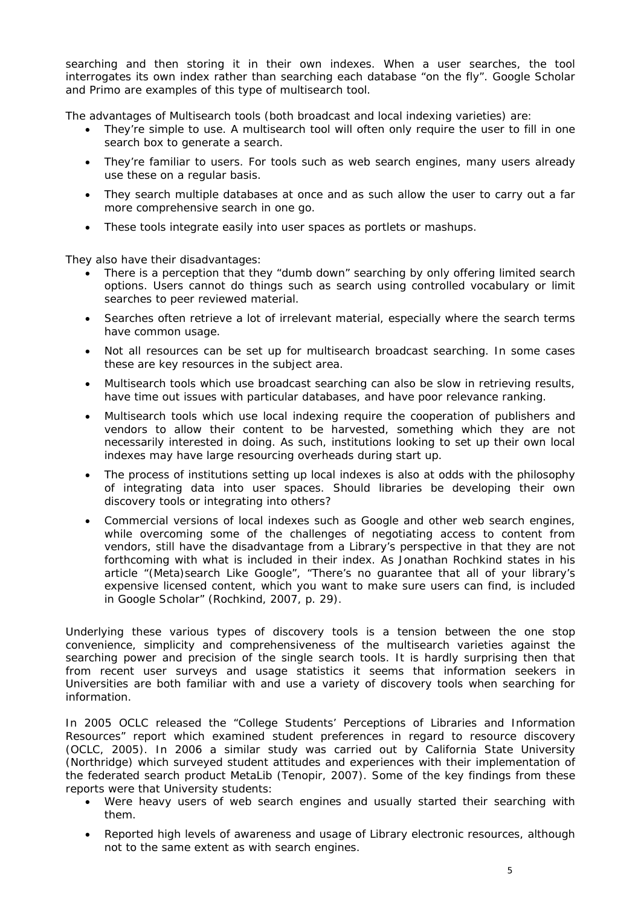searching and then storing it in their own indexes. When a user searches, the tool interrogates its own index rather than searching each database "on the fly". Google Scholar and Primo are examples of this type of multisearch tool.

The advantages of Multisearch tools (both broadcast and local indexing varieties) are:

- They're simple to use. A multisearch tool will often only require the user to fill in one search box to generate a search.
- They're familiar to users. For tools such as web search engines, many users already use these on a regular basis.
- They search multiple databases at once and as such allow the user to carry out a far more comprehensive search in one go.
- These tools integrate easily into user spaces as portlets or mashups.

They also have their disadvantages:

- There is a perception that they "dumb down" searching by only offering limited search options. Users cannot do things such as search using controlled vocabulary or limit searches to peer reviewed material.
- Searches often retrieve a lot of irrelevant material, especially where the search terms have common usage.
- Not all resources can be set up for multisearch broadcast searching. In some cases these are key resources in the subject area.
- Multisearch tools which use broadcast searching can also be slow in retrieving results, have time out issues with particular databases, and have poor relevance ranking.
- Multisearch tools which use local indexing require the cooperation of publishers and vendors to allow their content to be harvested, something which they are not necessarily interested in doing. As such, institutions looking to set up their own local indexes may have large resourcing overheads during start up.
- The process of institutions setting up local indexes is also at odds with the philosophy of integrating data into user spaces. Should libraries be developing their own discovery tools or integrating into others?
- Commercial versions of local indexes such as Google and other web search engines, while overcoming some of the challenges of negotiating access to content from vendors, still have the disadvantage from a Library's perspective in that they are not forthcoming with what is included in their index. As Jonathan Rochkind states in his article "(Meta)search Like Google", "There's no guarantee that all of your library's expensive licensed content, which you want to make sure users can find, is included in Google Scholar" (Rochkind, 2007, p. 29).

Underlying these various types of discovery tools is a tension between the one stop convenience, simplicity and comprehensiveness of the multisearch varieties against the searching power and precision of the single search tools. It is hardly surprising then that from recent user surveys and usage statistics it seems that information seekers in Universities are both familiar with and use a variety of discovery tools when searching for information.

In 2005 OCLC released the "College Students' Perceptions of Libraries and Information Resources" report which examined student preferences in regard to resource discovery (OCLC, 2005). In 2006 a similar study was carried out by California State University (Northridge) which surveyed student attitudes and experiences with their implementation of the federated search product MetaLib (Tenopir, 2007). Some of the key findings from these reports were that University students:

- Were heavy users of web search engines and usually started their searching with them.
- Reported high levels of awareness and usage of Library electronic resources, although not to the same extent as with search engines.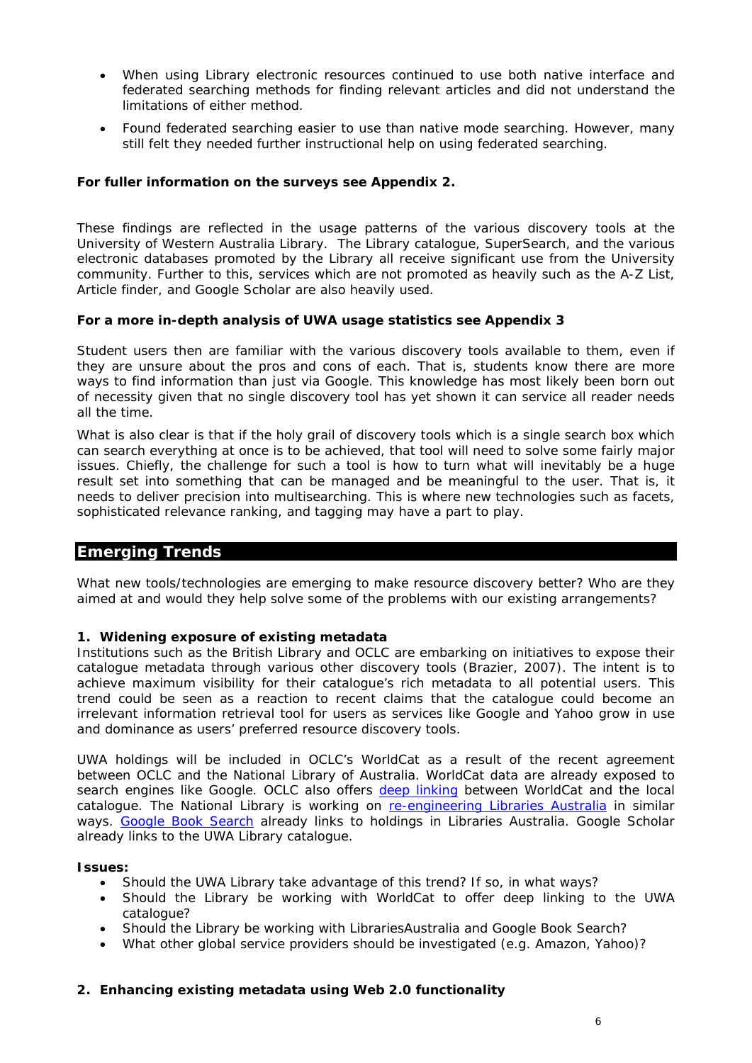- When using Library electronic resources continued to use both native interface and federated searching methods for finding relevant articles and did not understand the limitations of either method.
- Found federated searching easier to use than native mode searching. However, many still felt they needed further instructional help on using federated searching.

**For fuller information on the surveys see Appendix 2.**

These findings are reflected in the usage patterns of the various discovery tools at the University of Western Australia Library. The Library catalogue, SuperSearch, and the various electronic databases promoted by the Library all receive significant use from the University community. Further to this, services which are not promoted as heavily such as the A-Z List, Article finder, and Google Scholar are also heavily used.

**For a more in-depth analysis of UWA usage statistics see Appendix 3**

Student users then are familiar with the various discovery tools available to them, even if they are unsure about the pros and cons of each. That is, students know there are more ways to find information than just via Google. This knowledge has most likely been born out of necessity given that no single discovery tool has yet shown it can service all reader needs all the time.

What is also clear is that if the holy grail of discovery tools which is a single search box which can search everything at once is to be achieved, that tool will need to solve some fairly major issues. Chiefly, the challenge for such a tool is how to turn what will inevitably be a huge result set into something that can be managed and be meaningful to the user. That is, it needs to deliver precision into multisearching. This is where new technologies such as facets, sophisticated relevance ranking, and tagging may have a part to play.

## Emerging Trends

What new tools/technologies are emerging to make resource discovery better? Who are they aimed at and would they help solve some of the problems with our existing arrangements?

### 1. Widening exposure of existing metadata

Institutions such as the British Library and OCLC are embarking on initiatives to expose their catalogue metadata through various other discovery tools (Brazier, 2007). The intent is to achieve maximum visibility for their catalogue's rich metadata to all potential users. This trend could be seen as a reaction to recent claims that the catalogue could become an irrelevant information retrieval tool for users as services like Google and Yahoo grow in use and dominance as users' preferred resource discovery tools.

UWA holdings will be included in OCLC's WorldCat as a result of the recent agreement between OCLC and the National Library of Australia. WorldCat data are already exposed to search engines like Google. OCLC also offers deep linking between WorldCat and the local catalogue. The National Library is working on re-engineering Libraries Australia in similar ways. Google Book Search already links to holdings in Libraries Australia. Google Scholar already links to the UWA Library catalogue.

**Issues:**

- Should the UWA Library take advantage of this trend? If so, in what ways?
- Should the Library be working with WorldCat to offer deep linking to the UWA catalogue?
- Should the Library be working with LibrariesAustralia and Google Book Search?
- What other global service providers should be investigated (e.g. Amazon, Yahoo)?

### 2. Enhancing existing metadata using Web 2.0 functionality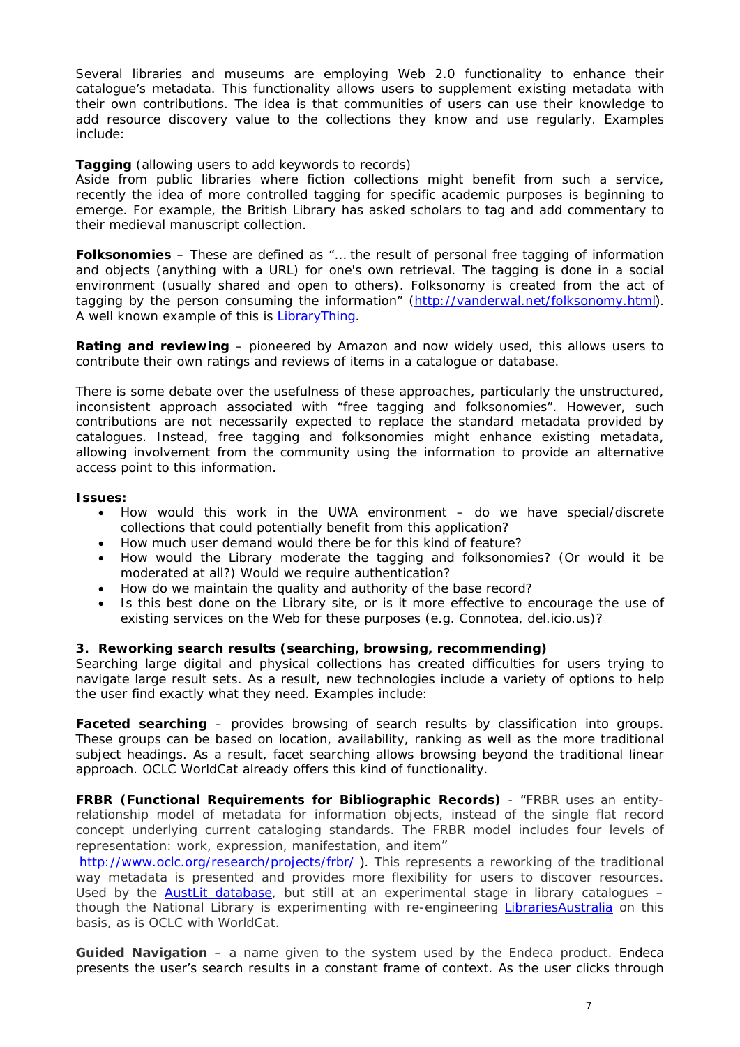Several libraries and museums are employing Web 2.0 functionality to enhance their catalogue's metadata. This functionality allows users to supplement existing metadata with their own contributions. The idea is that communities of users can use their knowledge to add resource discovery value to the collections they know and use regularly. Examples include:

**Tagging** (allowing users to add keywords to records)
Aside from public libraries where fiction collections might benefit from such a service, recently the idea of more controlled tagging for specific academic purposes is beginning to emerge. For example, the British Library has asked scholars to tag and add commentary to their medieval manuscript collection.

**Folksonomies** – These are defined as "… the result of personal free tagging of information and objects (anything with a URL) for one's own retrieval. The tagging is done in a social environment (usually shared and open to others). Folksonomy is created from the act of tagging by the person consuming the information" (http://vanderwal.net/folksonomy.html). A well known example of this is LibraryThing.

**Rating and reviewing** – pioneered by Amazon and now widely used, this allows users to contribute their own ratings and reviews of items in a catalogue or database.

There is some debate over the usefulness of these approaches, particularly the unstructured, inconsistent approach associated with "free tagging and folksonomies". However, such contributions are not necessarily expected to replace the standard metadata provided by catalogues. Instead, free tagging and folksonomies might enhance existing metadata, allowing involvement from the community using the information to provide an alternative access point to this information.

**Issues:**

- How would this work in the UWA environment – do we have special/discrete collections that could potentially benefit from this application?
- How much user demand would there be for this kind of feature?
- How would the Library moderate the tagging and folksonomies? (Or would it be moderated at all?) Would we require authentication?
- How do we maintain the quality and authority of the base record?
- Is this best done on the Library site, or is it more effective to encourage the use of existing services on the Web for these purposes (e.g. Connotea, del.icio.us)?

### 3. Reworking search results (searching, browsing, recommending)

Searching large digital and physical collections has created difficulties for users trying to navigate large result sets. As a result, new technologies include a variety of options to help the user find exactly what they need. Examples include:

**Faceted searching** – provides browsing of search results by classification into groups. These groups can be based on location, availability, ranking as well as the more traditional subject headings. As a result, facet searching allows browsing beyond the traditional linear approach. OCLC WorldCat already offers this kind of functionality.

**FRBR (Functional Requirements for Bibliographic Records)** - "FRBR uses an entity-relationship model of metadata for information objects, instead of the single flat record concept underlying current cataloging standards. The FRBR model includes four levels of representation: work, expression, manifestation, and item" http://www.oclc.org/research/projects/frbr/ ). This represents a reworking of the traditional way metadata is presented and provides more flexibility for users to discover resources. Used by the AustLit database, but still at an experimental stage in library catalogues – though the National Library is experimenting with re-engineering LibrariesAustralia on this basis, as is OCLC with WorldCat.

**Guided Navigation** – a name given to the system used by the Endeca product. Endeca presents the user's search results in a constant frame of context. As the user clicks through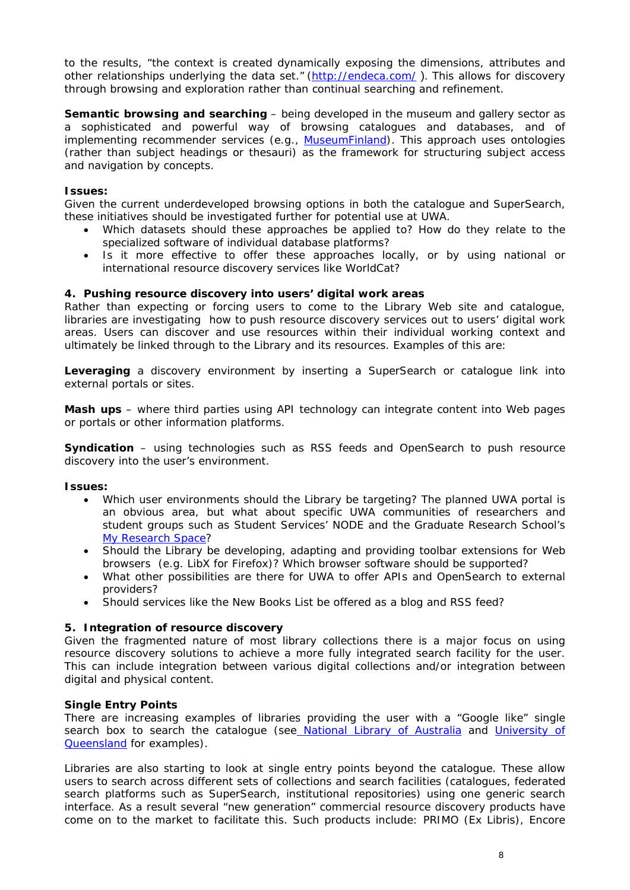to the results, "the context is created dynamically exposing the dimensions, attributes and other relationships underlying the data set." (http://endeca.com/ ). This allows for discovery through browsing and exploration rather than continual searching and refinement.

**Semantic browsing and searching** – being developed in the museum and gallery sector as a sophisticated and powerful way of browsing catalogues and databases, and of implementing recommender services (e.g., MuseumFinland). This approach uses ontologies (rather than subject headings or thesauri) as the framework for structuring subject access and navigation by concepts.

**Issues:**

Given the current underdeveloped browsing options in both the catalogue and SuperSearch, these initiatives should be investigated further for potential use at UWA.

- Which datasets should these approaches be applied to? How do they relate to the specialized software of individual database platforms?
- Is it more effective to offer these approaches locally, or by using national or international resource discovery services like WorldCat?

#### 4. Pushing resource discovery into users' digital work areas

Rather than expecting or forcing users to come to the Library Web site and catalogue, libraries are investigating how to push resource discovery services out to users' digital work areas. Users can discover and use resources within their individual working context and ultimately be linked through to the Library and its resources. Examples of this are:

**Leveraging** a discovery environment by inserting a SuperSearch or catalogue link into external portals or sites.

**Mash ups** – where third parties using API technology can integrate content into Web pages or portals or other information platforms.

**Syndication** – using technologies such as RSS feeds and OpenSearch to push resource discovery into the user's environment.

**Issues:**

- Which user environments should the Library be targeting? The planned UWA portal is an obvious area, but what about specific UWA communities of researchers and student groups such as Student Services' NODE and the Graduate Research School's My Research Space?
- Should the Library be developing, adapting and providing toolbar extensions for Web browsers (e.g. LibX for Firefox)? Which browser software should be supported?
- What other possibilities are there for UWA to offer APIs and OpenSearch to external providers?
- Should services like the New Books List be offered as a blog and RSS feed?

#### 5. Integration of resource discovery

Given the fragmented nature of most library collections there is a major focus on using resource discovery solutions to achieve a more fully integrated search facility for the user. This can include integration between various digital collections and/or integration between digital and physical content.

**Single Entry Points**

There are increasing examples of libraries providing the user with a "Google like" single search box to search the catalogue (see National Library of Australia and University of Queensland for examples).

Libraries are also starting to look at single entry points beyond the catalogue. These allow users to search across different sets of collections and search facilities (catalogues, federated search platforms such as SuperSearch, institutional repositories) using one generic search interface. As a result several "new generation" commercial resource discovery products have come on to the market to facilitate this. Such products include: PRIMO (Ex Libris), Encore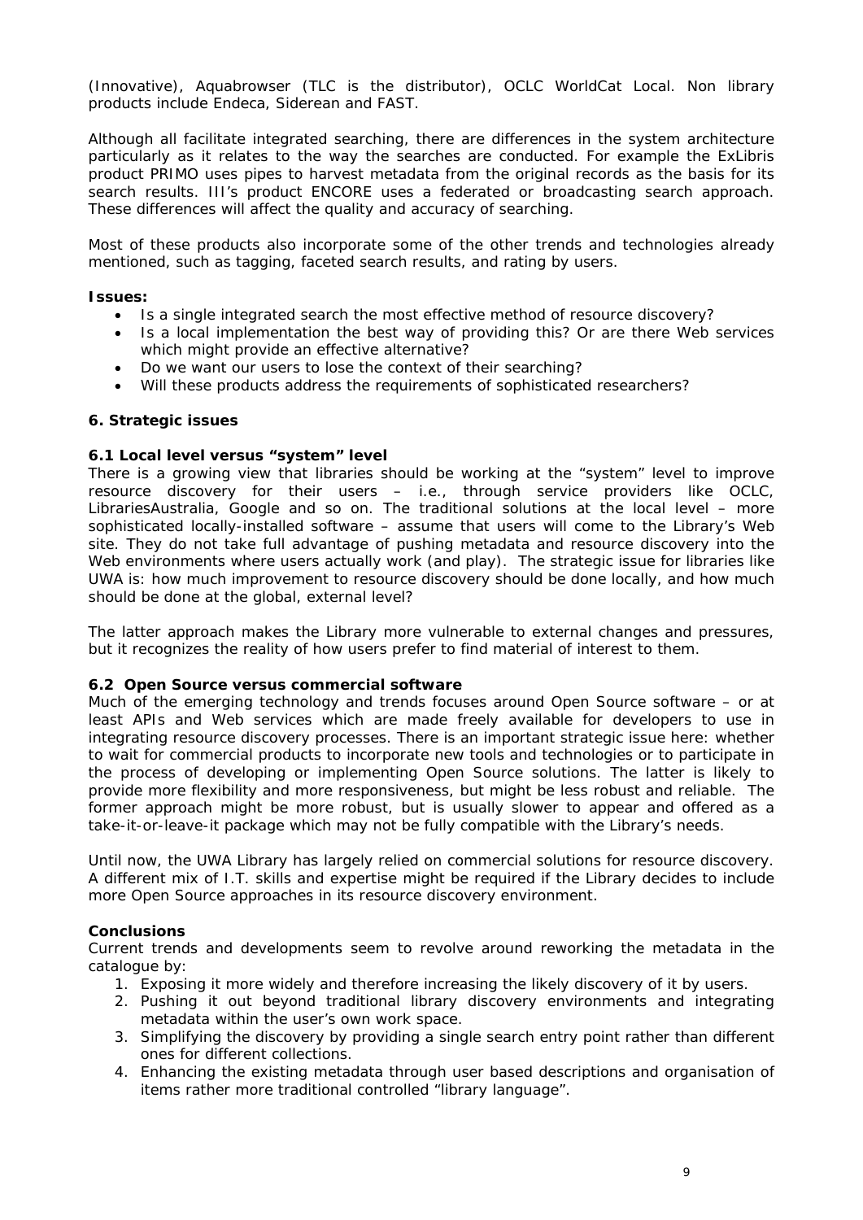(Innovative), Aquabrowser (TLC is the distributor), OCLC WorldCat Local. Non library products include Endeca, Siderean and FAST.

Although all facilitate integrated searching, there are differences in the system architecture particularly as it relates to the way the searches are conducted. For example the ExLibris product PRIMO uses pipes to harvest metadata from the original records as the basis for its search results. III's product ENCORE uses a federated or broadcasting search approach. These differences will affect the quality and accuracy of searching.

Most of these products also incorporate some of the other trends and technologies already mentioned, such as tagging, faceted search results, and rating by users.

**Issues:**

- Is a single integrated search the most effective method of resource discovery?
- Is a local implementation the best way of providing this? Or are there Web services which might provide an effective alternative?
- Do we want our users to lose the context of their searching?
- Will these products address the requirements of sophisticated researchers?

## 6. Strategic issues

### 6.1 Local level versus "system" level

There is a growing view that libraries should be working at the "system" level to improve resource discovery for their users – i.e., through service providers like OCLC, LibrariesAustralia, Google and so on. The traditional solutions at the local level – more sophisticated locally-installed software – assume that users will come to the Library's Web site. They do not take full advantage of pushing metadata and resource discovery into the Web environments where users actually work (and play). The strategic issue for libraries like UWA is: how much improvement to resource discovery should be done locally, and how much should be done at the global, external level?

The latter approach makes the Library more vulnerable to external changes and pressures, but it recognizes the reality of how users prefer to find material of interest to them.

### 6.2 Open Source versus commercial software

Much of the emerging technology and trends focuses around Open Source software – or at least APIs and Web services which are made freely available for developers to use in integrating resource discovery processes. There is an important strategic issue here: whether to wait for commercial products to incorporate new tools and technologies or to participate in the process of developing or implementing Open Source solutions. The latter is likely to provide more flexibility and more responsiveness, but might be less robust and reliable. The former approach might be more robust, but is usually slower to appear and offered as a take-it-or-leave-it package which may not be fully compatible with the Library's needs.

Until now, the UWA Library has largely relied on commercial solutions for resource discovery. A different mix of I.T. skills and expertise might be required if the Library decides to include more Open Source approaches in its resource discovery environment.

## Conclusions

Current trends and developments seem to revolve around reworking the metadata in the catalogue by:

1. Exposing it more widely and therefore increasing the likely discovery of it by users.
2. Pushing it out beyond traditional library discovery environments and integrating metadata within the user's own work space.
3. Simplifying the discovery by providing a single search entry point rather than different ones for different collections.
4. Enhancing the existing metadata through user based descriptions and organisation of items rather more traditional controlled "library language".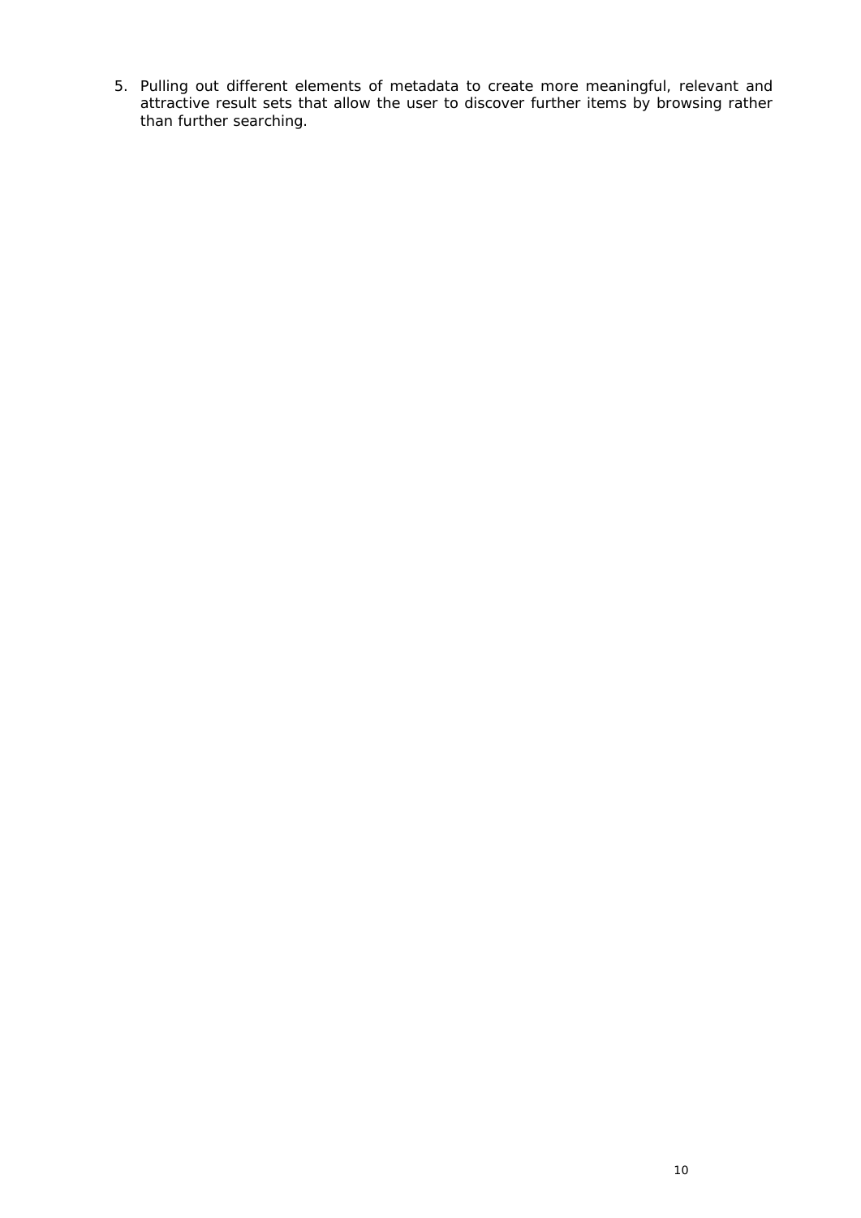5. Pulling out different elements of metadata to create more meaningful, relevant and attractive result sets that allow the user to discover further items by browsing rather than further searching.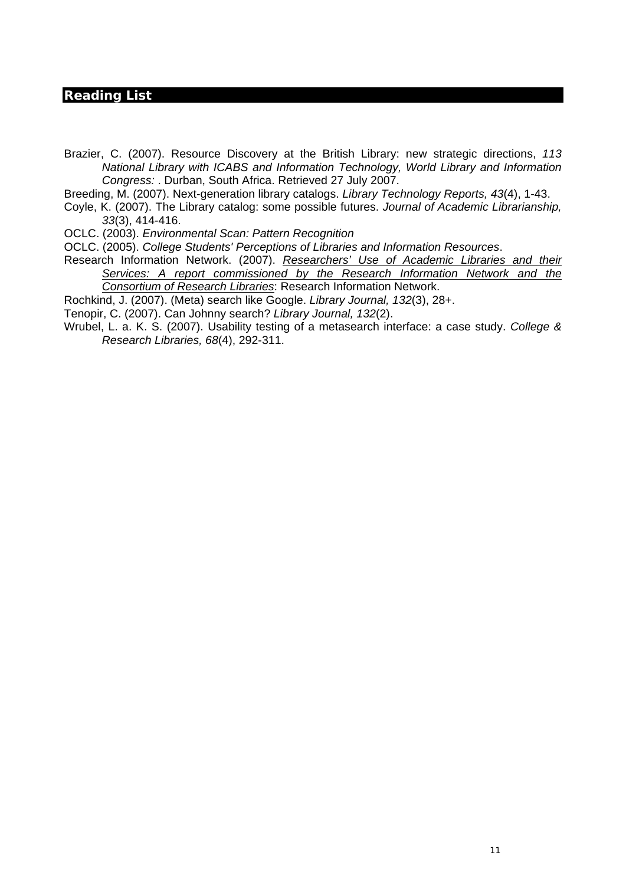## Reading List

Brazier, C. (2007). Resource Discovery at the British Library: new strategic directions, *113 National Library with ICABS and Information Technology, World Library and Information Congress:* . Durban, South Africa. Retrieved 27 July 2007.

Breeding, M. (2007). Next-generation library catalogs. *Library Technology Reports, 43*(4), 1-43.

Coyle, K. (2007). The Library catalog: some possible futures. *Journal of Academic Librarianship, 33*(3), 414-416.

OCLC. (2003). *Environmental Scan: Pattern Recognition*

OCLC. (2005). *College Students' Perceptions of Libraries and Information Resources*.

Research Information Network. (2007). *Researchers' Use of Academic Libraries and their Services: A report commissioned by the Research Information Network and the Consortium of Research Libraries*: Research Information Network.

Rochkind, J. (2007). (Meta) search like Google. *Library Journal, 132*(3), 28+.

Tenopir, C. (2007). Can Johnny search? *Library Journal, 132*(2).

Wrubel, L. a. K. S. (2007). Usability testing of a metasearch interface: a case study. *College & Research Libraries, 68*(4), 292-311.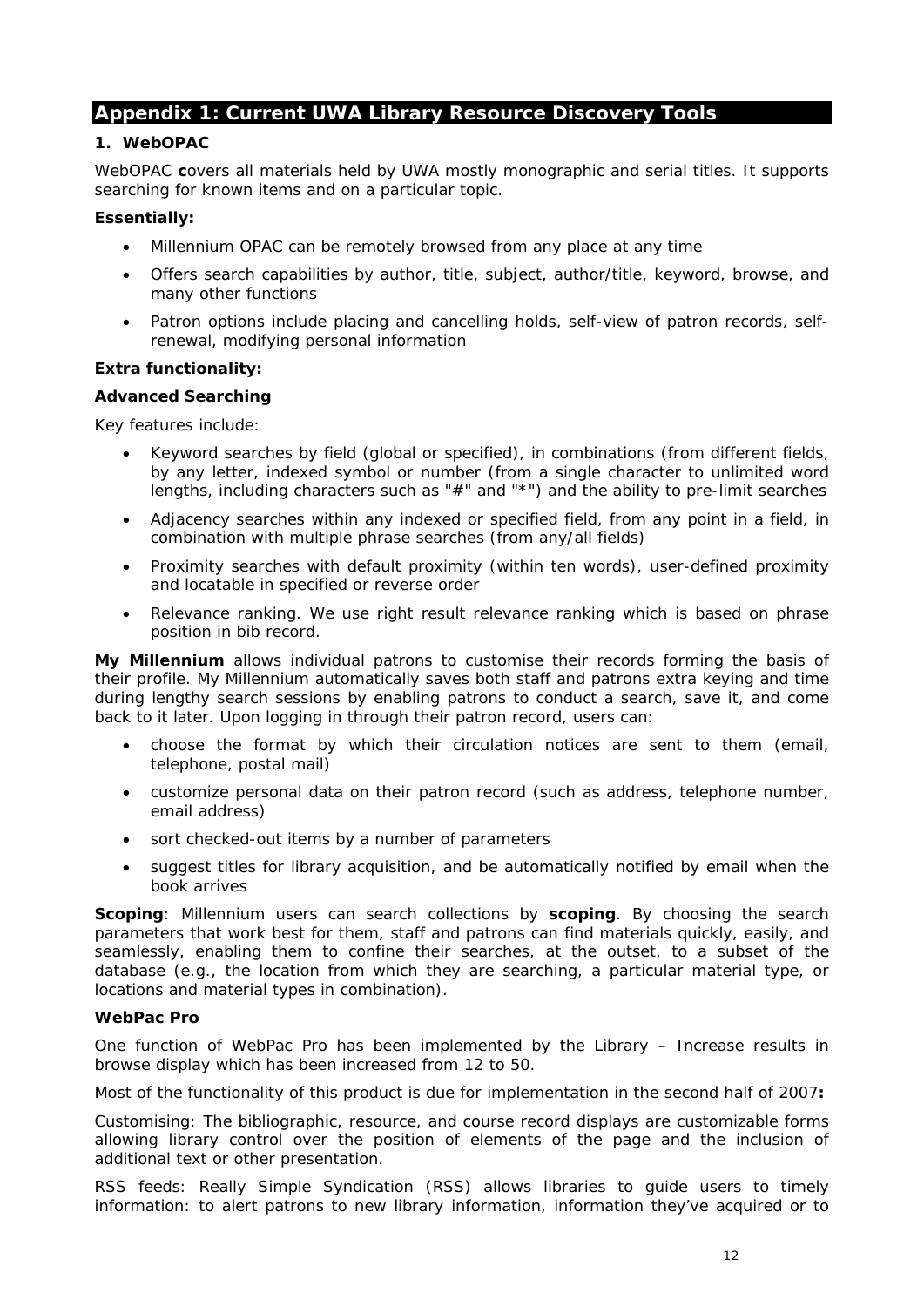## Appendix 1: Current UWA Library Resource Discovery Tools

### 1. WebOPAC

WebOPAC **c**overs all materials held by UWA mostly monographic and serial titles. It supports searching for known items and on a particular topic.

**Essentially:**

- Millennium OPAC can be remotely browsed from any place at any time
- Offers search capabilities by author, title, subject, author/title, keyword, browse, and many other functions
- Patron options include placing and cancelling holds, self-view of patron records, self-renewal, modifying personal information

**Extra functionality:**

**Advanced Searching**

Key features include:

- Keyword searches by field (global or specified), in combinations (from different fields, by any letter, indexed symbol or number (from a single character to unlimited word lengths, including characters such as "#" and "*") and the ability to pre-limit searches
- Adjacency searches within any indexed or specified field, from any point in a field, in combination with multiple phrase searches (from any/all fields)
- Proximity searches with default proximity (within ten words), user-defined proximity and locatable in specified or reverse order
- Relevance ranking. We use right result relevance ranking which is based on phrase position in bib record.

**My Millennium** allows individual patrons to customise their records forming the basis of their profile. My Millennium automatically saves both staff and patrons extra keying and time during lengthy search sessions by enabling patrons to conduct a search, save it, and come back to it later. Upon logging in through their patron record, users can:

- choose the format by which their circulation notices are sent to them (email, telephone, postal mail)
- customize personal data on their patron record (such as address, telephone number, email address)
- sort checked-out items by a number of parameters
- suggest titles for library acquisition, and be automatically notified by email when the book arrives

**Scoping**: Millennium users can search collections by **scoping**. By choosing the search parameters that work best for them, staff and patrons can find materials quickly, easily, and seamlessly, enabling them to confine their searches, at the outset, to a subset of the database (e.g., the location from which they are searching, a particular material type, or locations and material types in combination).

**WebPac Pro**

One function of WebPac Pro has been implemented by the Library – Increase results in browse display which has been increased from 12 to 50.

Most of the functionality of this product is due for implementation in the second half of 2007**:**

Customising: The bibliographic, resource, and course record displays are customizable forms allowing library control over the position of elements of the page and the inclusion of additional text or other presentation.

RSS feeds: Really Simple Syndication (RSS) allows libraries to guide users to timely information: to alert patrons to new library information, information they've acquired or to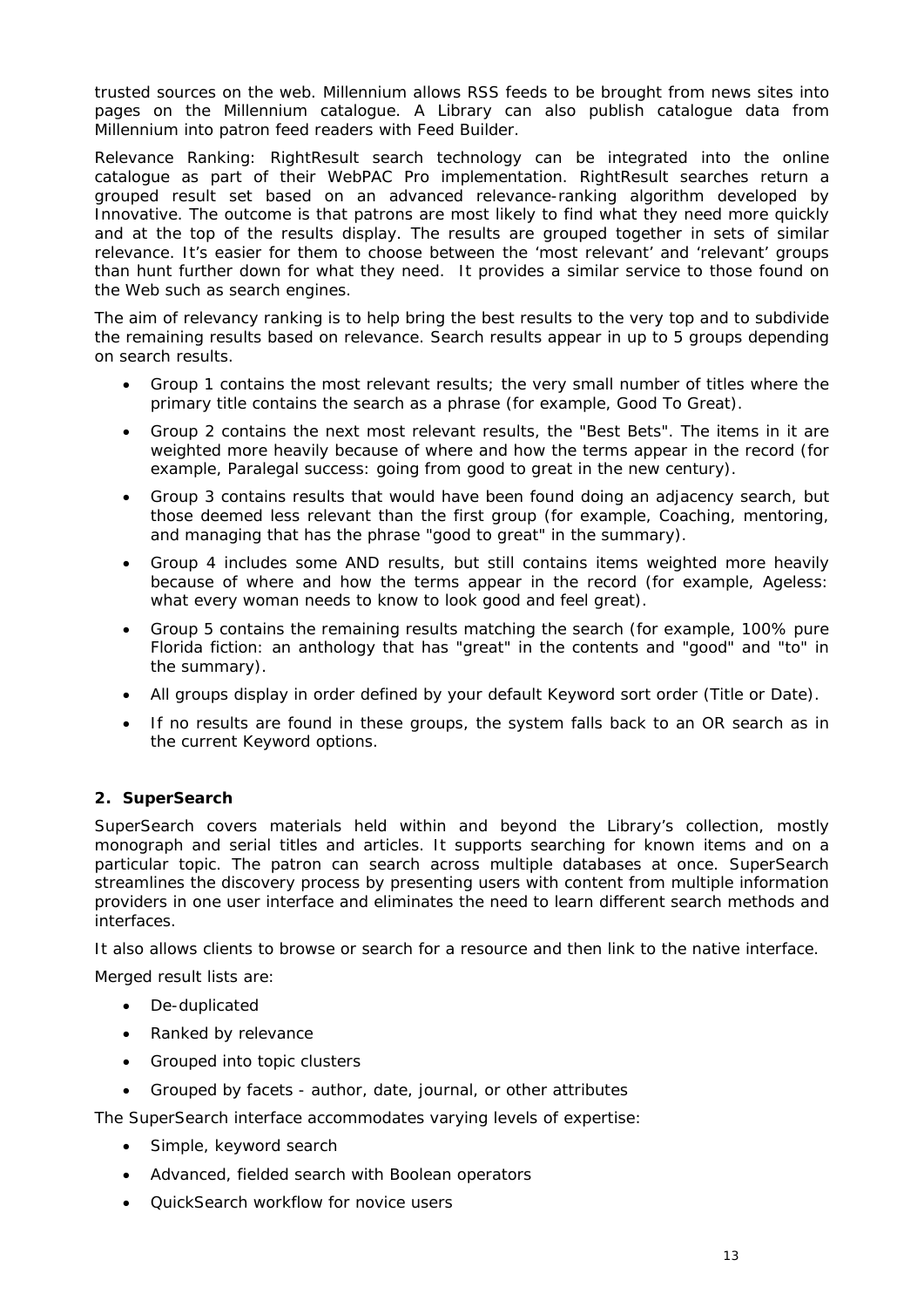trusted sources on the web. Millennium allows RSS feeds to be brought from news sites into pages on the Millennium catalogue. A Library can also publish catalogue data from Millennium into patron feed readers with Feed Builder.

Relevance Ranking: RightResult search technology can be integrated into the online catalogue as part of their WebPAC Pro implementation. RightResult searches return a grouped result set based on an advanced relevance-ranking algorithm developed by Innovative. The outcome is that patrons are most likely to find what they need more quickly and at the top of the results display. The results are grouped together in sets of similar relevance. It's easier for them to choose between the 'most relevant' and 'relevant' groups than hunt further down for what they need. It provides a similar service to those found on the Web such as search engines.

The aim of relevancy ranking is to help bring the best results to the very top and to subdivide the remaining results based on relevance. Search results appear in up to 5 groups depending on search results.

- Group 1 contains the most relevant results; the very small number of titles where the primary title contains the search as a phrase (for example, Good To Great).
- Group 2 contains the next most relevant results, the "Best Bets". The items in it are weighted more heavily because of where and how the terms appear in the record (for example, Paralegal success: going from good to great in the new century).
- Group 3 contains results that would have been found doing an adjacency search, but those deemed less relevant than the first group (for example, Coaching, mentoring, and managing that has the phrase "good to great" in the summary).
- Group 4 includes some AND results, but still contains items weighted more heavily because of where and how the terms appear in the record (for example, Ageless: what every woman needs to know to look good and feel great).
- Group 5 contains the remaining results matching the search (for example, 100% pure Florida fiction: an anthology that has "great" in the contents and "good" and "to" in the summary).
- All groups display in order defined by your default Keyword sort order (Title or Date).
- If no results are found in these groups, the system falls back to an OR search as in the current Keyword options.

### 2. SuperSearch

SuperSearch covers materials held within and beyond the Library's collection, mostly monograph and serial titles and articles. It supports searching for known items and on a particular topic. The patron can search across multiple databases at once. SuperSearch streamlines the discovery process by presenting users with content from multiple information providers in one user interface and eliminates the need to learn different search methods and interfaces.

It also allows clients to browse or search for a resource and then link to the native interface.

Merged result lists are:

- De-duplicated
- Ranked by relevance
- Grouped into topic clusters
- Grouped by facets - author, date, journal, or other attributes

The SuperSearch interface accommodates varying levels of expertise:

- Simple, keyword search
- Advanced, fielded search with Boolean operators
- QuickSearch workflow for novice users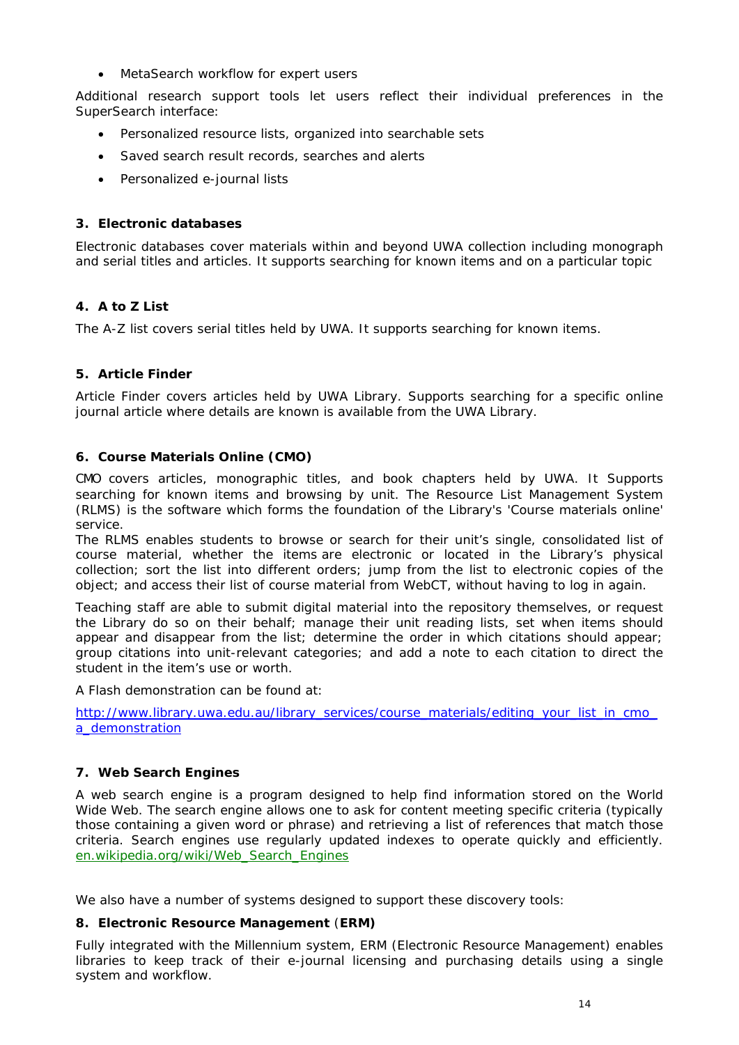- MetaSearch workflow for expert users

Additional research support tools let users reflect their individual preferences in the SuperSearch interface:

- Personalized resource lists, organized into searchable sets
- Saved search result records, searches and alerts
- Personalized e-journal lists

### 3. Electronic databases

Electronic databases cover materials within and beyond UWA collection including monograph and serial titles and articles. It supports searching for known items and on a particular topic

### 4. A to Z List

The A-Z list covers serial titles held by UWA. It supports searching for known items.

### 5. Article Finder

Article Finder covers articles held by UWA Library. Supports searching for a specific online journal article where details are known is available from the UWA Library.

### 6. Course Materials Online (CMO)

CMO covers articles, monographic titles, and book chapters held by UWA. It Supports searching for known items and browsing by unit. The Resource List Management System (RLMS) is the software which forms the foundation of the Library's 'Course materials online' service.
The RLMS enables students to browse or search for their unit's single, consolidated list of course material, whether the items are electronic or located in the Library's physical collection; sort the list into different orders; jump from the list to electronic copies of the object; and access their list of course material from WebCT, without having to log in again.

Teaching staff are able to submit digital material into the repository themselves, or request the Library do so on their behalf; manage their unit reading lists, set when items should appear and disappear from the list; determine the order in which citations should appear; group citations into unit-relevant categories; and add a note to each citation to direct the student in the item's use or worth.

A Flash demonstration can be found at:

http://www.library.uwa.edu.au/library_services/course_materials/editing_your_list_in_cmo_a_demonstration

### 7. Web Search Engines

A web search engine is a program designed to help find information stored on the World Wide Web. The search engine allows one to ask for content meeting specific criteria (typically those containing a given word or phrase) and retrieving a list of references that match those criteria. Search engines use regularly updated indexes to operate quickly and efficiently. en.wikipedia.org/wiki/Web_Search_Engines

We also have a number of systems designed to support these discovery tools:

### 8. Electronic Resource Management (ERM)

Fully integrated with the Millennium system, ERM (Electronic Resource Management) enables libraries to keep track of their e-journal licensing and purchasing details using a single system and workflow.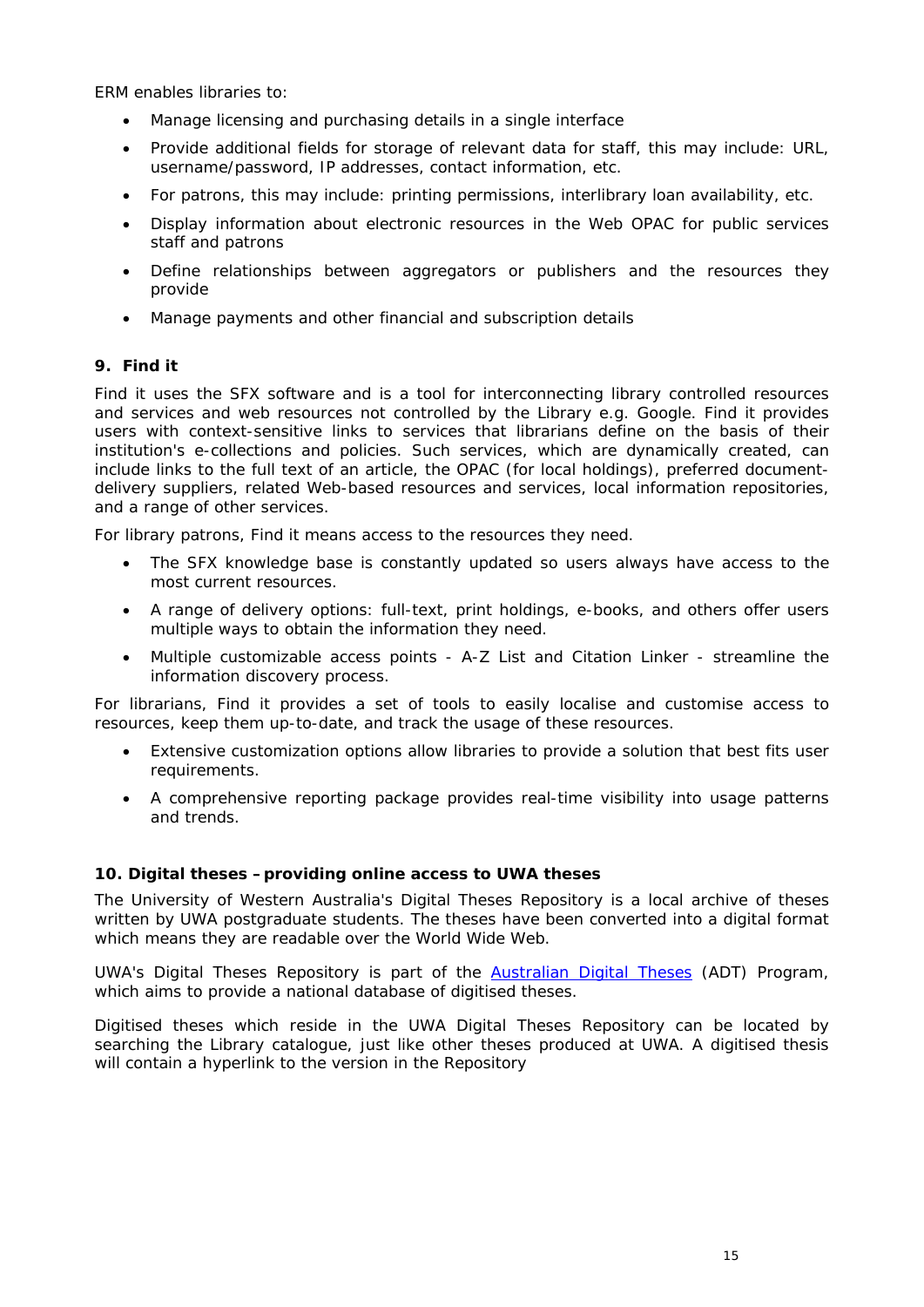ERM enables libraries to:

- Manage licensing and purchasing details in a single interface
- Provide additional fields for storage of relevant data for staff, this may include: URL, username/password, IP addresses, contact information, etc.
- For patrons, this may include: printing permissions, interlibrary loan availability, etc.
- Display information about electronic resources in the Web OPAC for public services staff and patrons
- Define relationships between aggregators or publishers and the resources they provide
- Manage payments and other financial and subscription details

### 9. Find it

Find it uses the SFX software and is a tool for interconnecting library controlled resources and services and web resources not controlled by the Library e.g. Google. Find it provides users with context-sensitive links to services that librarians define on the basis of their institution's e-collections and policies. Such services, which are dynamically created, can include links to the full text of an article, the OPAC (for local holdings), preferred document-delivery suppliers, related Web-based resources and services, local information repositories, and a range of other services.

For library patrons, Find it means access to the resources they need.

- The SFX knowledge base is constantly updated so users always have access to the most current resources.
- A range of delivery options: full-text, print holdings, e-books, and others offer users multiple ways to obtain the information they need.
- Multiple customizable access points - A-Z List and Citation Linker - streamline the information discovery process.

For librarians, Find it provides a set of tools to easily localise and customise access to resources, keep them up-to-date, and track the usage of these resources.

- Extensive customization options allow libraries to provide a solution that best fits user requirements.
- A comprehensive reporting package provides real-time visibility into usage patterns and trends.

### 10. Digital theses – providing online access to UWA theses

The University of Western Australia's Digital Theses Repository is a local archive of theses written by UWA postgraduate students. The theses have been converted into a digital format which means they are readable over the World Wide Web.

UWA's Digital Theses Repository is part of the Australian Digital Theses (ADT) Program, which aims to provide a national database of digitised theses.

Digitised theses which reside in the UWA Digital Theses Repository can be located by searching the Library catalogue, just like other theses produced at UWA. A digitised thesis will contain a hyperlink to the version in the Repository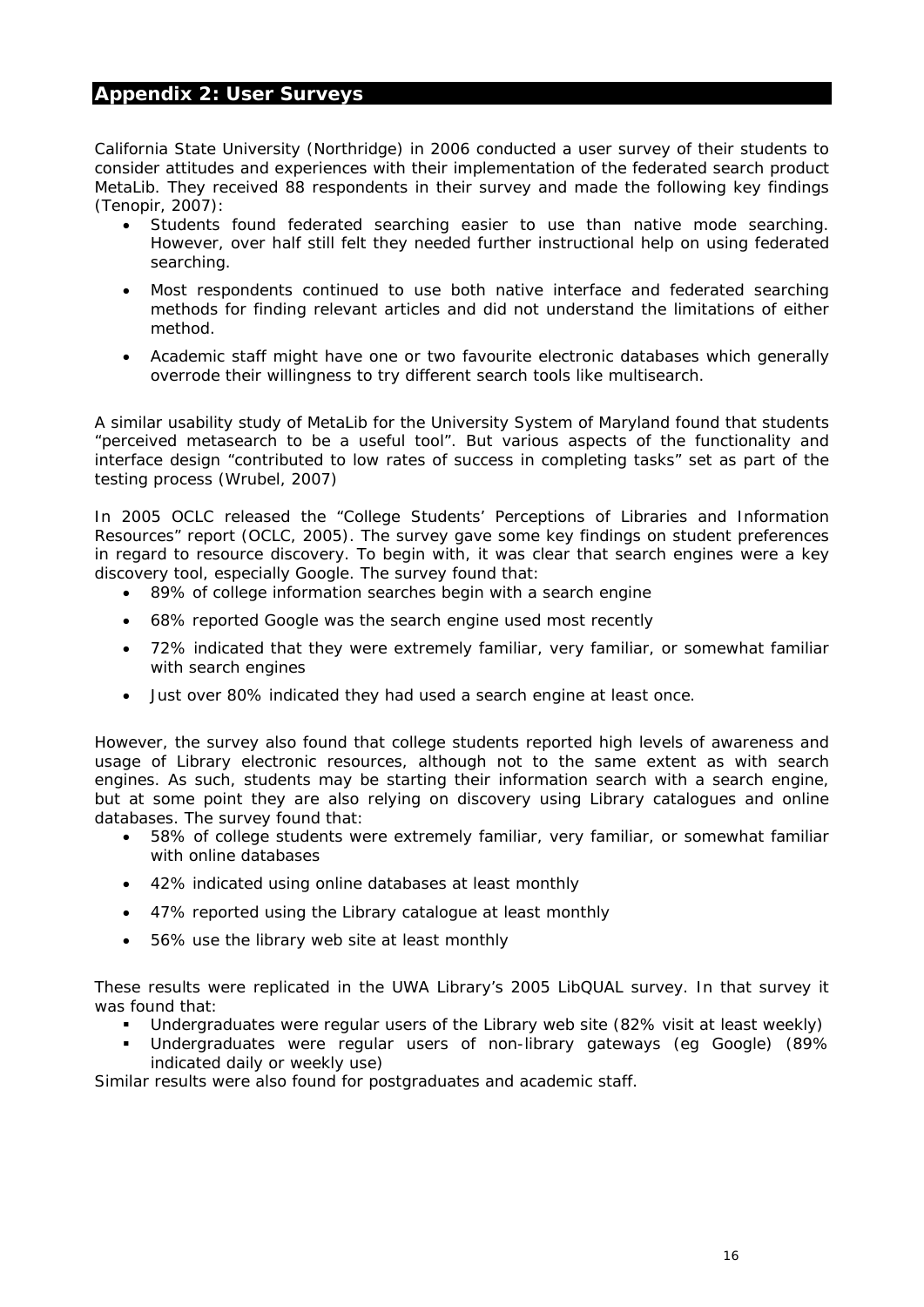## Appendix 2: User Surveys

California State University (Northridge) in 2006 conducted a user survey of their students to consider attitudes and experiences with their implementation of the federated search product MetaLib. They received 88 respondents in their survey and made the following key findings (Tenopir, 2007):

- Students found federated searching easier to use than native mode searching. However, over half still felt they needed further instructional help on using federated searching.
- Most respondents continued to use both native interface and federated searching methods for finding relevant articles and did not understand the limitations of either method.
- Academic staff might have one or two favourite electronic databases which generally overrode their willingness to try different search tools like multisearch.

A similar usability study of MetaLib for the University System of Maryland found that students "perceived metasearch to be a useful tool". But various aspects of the functionality and interface design "contributed to low rates of success in completing tasks" set as part of the testing process (Wrubel, 2007)

In 2005 OCLC released the "College Students' Perceptions of Libraries and Information Resources" report (OCLC, 2005). The survey gave some key findings on student preferences in regard to resource discovery. To begin with, it was clear that search engines were a key discovery tool, especially Google. The survey found that:

- 89% of college information searches begin with a search engine
- 68% reported Google was the search engine used most recently
- 72% indicated that they were extremely familiar, very familiar, or somewhat familiar with search engines
- Just over 80% indicated they had used a search engine at least once.

However, the survey also found that college students reported high levels of awareness and usage of Library electronic resources, although not to the same extent as with search engines. As such, students may be starting their information search with a search engine, but at some point they are also relying on discovery using Library catalogues and online databases. The survey found that:

- 58% of college students were extremely familiar, very familiar, or somewhat familiar with online databases
- 42% indicated using online databases at least monthly
- 47% reported using the Library catalogue at least monthly
- 56% use the library web site at least monthly

These results were replicated in the UWA Library's 2005 LibQUAL survey. In that survey it was found that:

- Undergraduates were regular users of the Library web site (82% visit at least weekly)
- Undergraduates were regular users of non-library gateways (eg Google) (89% indicated daily or weekly use)

Similar results were also found for postgraduates and academic staff.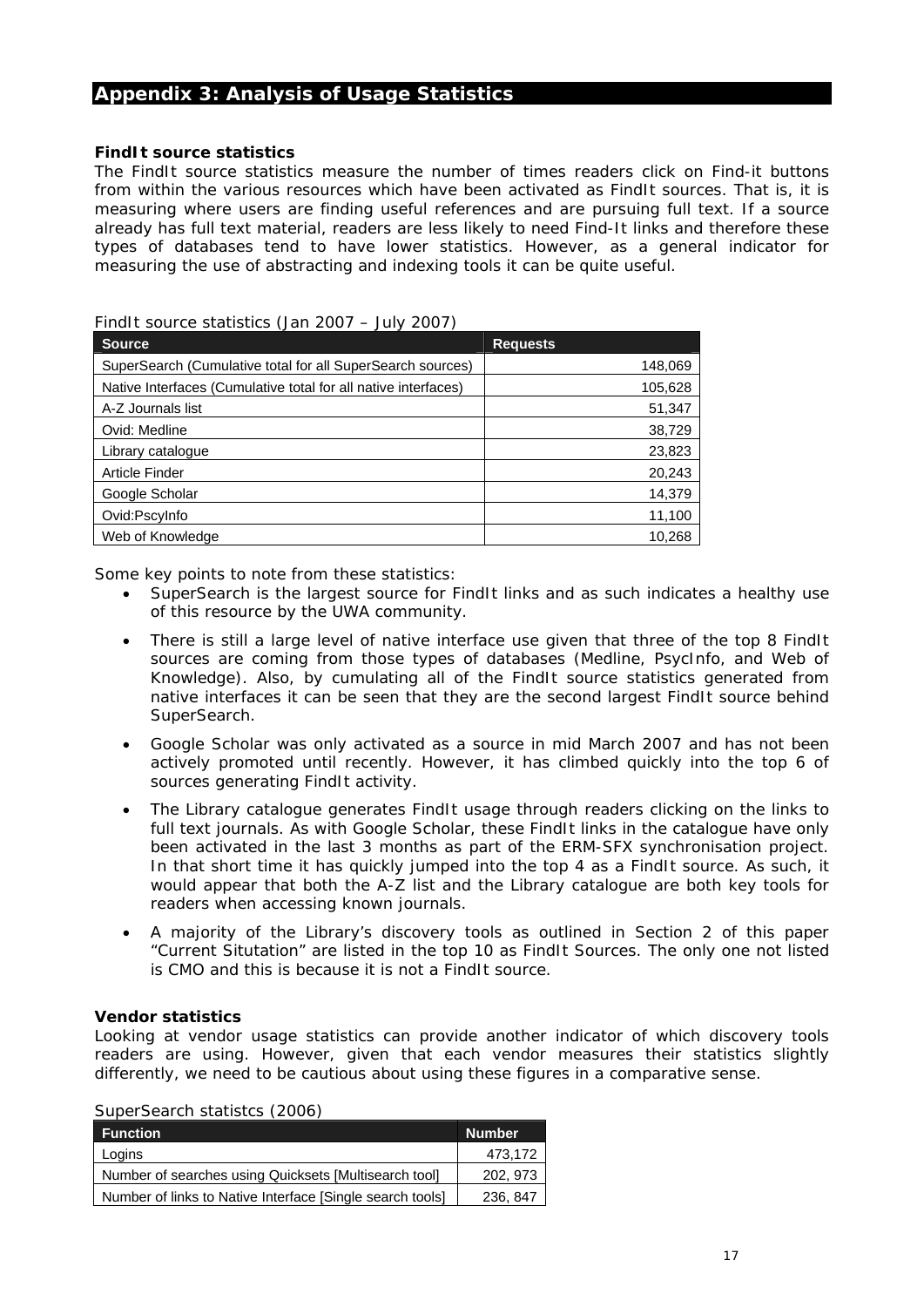## Appendix 3: Analysis of Usage Statistics

### FindIt source statistics

The FindIt source statistics measure the number of times readers click on Find-it buttons from within the various resources which have been activated as FindIt sources. That is, it is measuring where users are finding useful references and are pursuing full text. If a source already has full text material, readers are less likely to need Find-It links and therefore these types of databases tend to have lower statistics. However, as a general indicator for measuring the use of abstracting and indexing tools it can be quite useful.

FindIt source statistics (Jan 2007 – July 2007)

| Source | Requests |
|---|---|
| SuperSearch (Cumulative total for all SuperSearch sources) | 148,069 |
| Native Interfaces (Cumulative total for all native interfaces) | 105,628 |
| A-Z Journals list | 51,347 |
| Ovid: Medline | 38,729 |
| Library catalogue | 23,823 |
| Article Finder | 20,243 |
| Google Scholar | 14,379 |
| Ovid:PscyInfo | 11,100 |
| Web of Knowledge | 10,268 |

Some key points to note from these statistics:

- SuperSearch is the largest source for FindIt links and as such indicates a healthy use of this resource by the UWA community.
- There is still a large level of native interface use given that three of the top 8 FindIt sources are coming from those types of databases (Medline, PsycInfo, and Web of Knowledge). Also, by cumulating all of the FindIt source statistics generated from native interfaces it can be seen that they are the second largest FindIt source behind SuperSearch.
- Google Scholar was only activated as a source in mid March 2007 and has not been actively promoted until recently. However, it has climbed quickly into the top 6 of sources generating FindIt activity.
- The Library catalogue generates FindIt usage through readers clicking on the links to full text journals. As with Google Scholar, these FindIt links in the catalogue have only been activated in the last 3 months as part of the ERM-SFX synchronisation project. In that short time it has quickly jumped into the top 4 as a FindIt source. As such, it would appear that both the A-Z list and the Library catalogue are both key tools for readers when accessing known journals.
- A majority of the Library's discovery tools as outlined in Section 2 of this paper "Current Situtation" are listed in the top 10 as FindIt Sources. The only one not listed is CMO and this is because it is not a FindIt source.

### Vendor statistics

Looking at vendor usage statistics can provide another indicator of which discovery tools readers are using. However, given that each vendor measures their statistics slightly differently, we need to be cautious about using these figures in a comparative sense.

SuperSearch statistcs (2006)

| Function | Number |
|---|---|
| Logins | 473,172 |
| Number of searches using Quicksets [Multisearch tool] | 202, 973 |
| Number of links to Native Interface [Single search tools] | 236, 847 |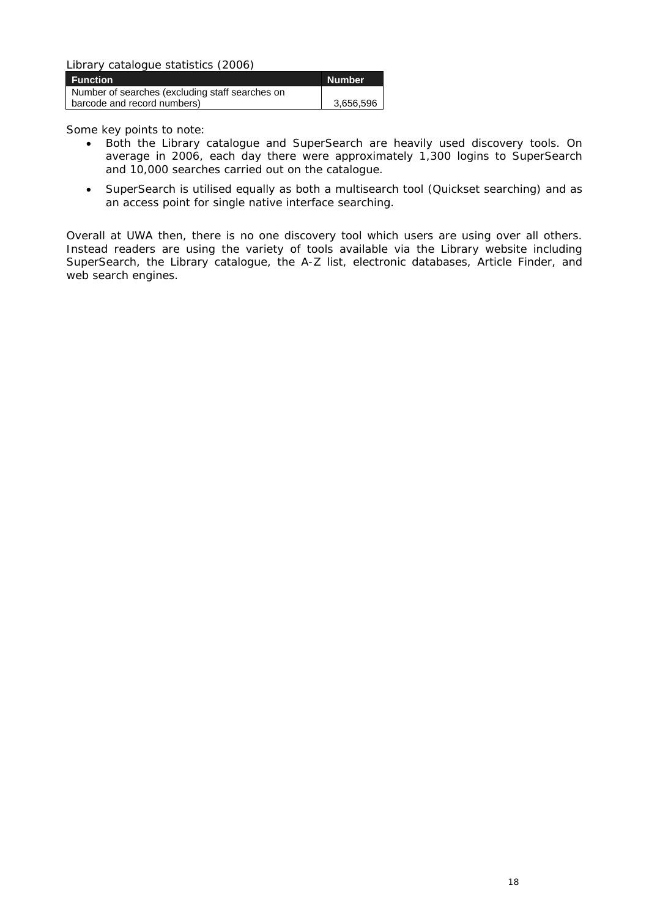Library catalogue statistics (2006)

| Function | Number |
| --- | --- |
| Number of searches (excluding staff searches on barcode and record numbers) | 3,656,596 |

Some key points to note:

- Both the Library catalogue and SuperSearch are heavily used discovery tools. On average in 2006, each day there were approximately 1,300 logins to SuperSearch and 10,000 searches carried out on the catalogue.
- SuperSearch is utilised equally as both a multisearch tool (Quickset searching) and as an access point for single native interface searching.

Overall at UWA then, there is no one discovery tool which users are using over all others. Instead readers are using the variety of tools available via the Library website including SuperSearch, the Library catalogue, the A-Z list, electronic databases, Article Finder, and web search engines.